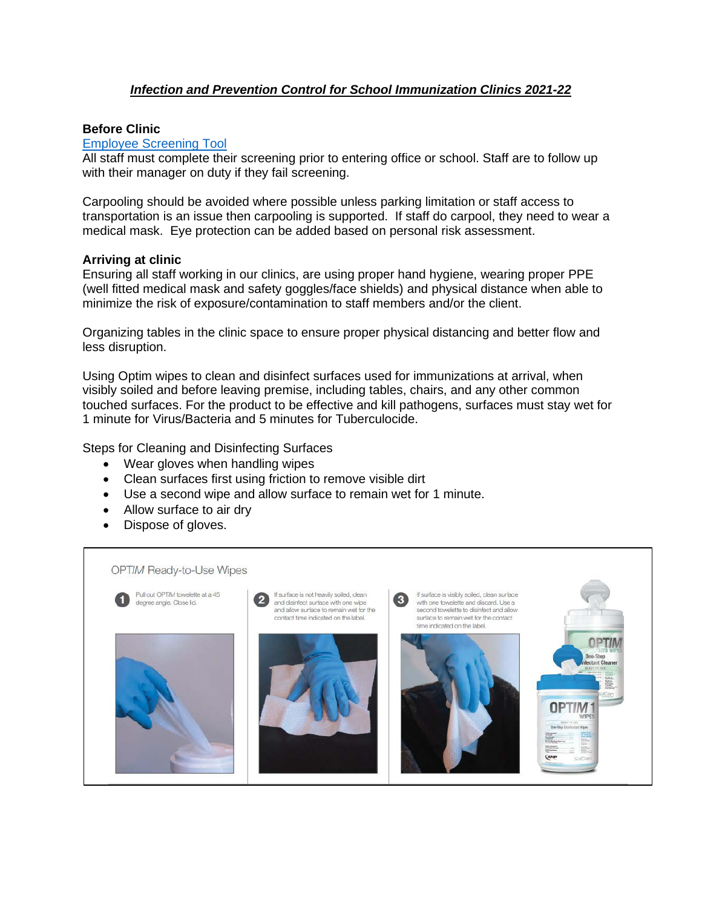# ***Infection and Prevention Control for School Immunization Clinics 2021-22***

**Before Clinic**

[Employee Screening Tool]

All staff must complete their screening prior to entering office or school. Staff are to follow up with their manager on duty if they fail screening.

Carpooling should be avoided where possible unless parking limitation or staff access to transportation is an issue then carpooling is supported. If staff do carpool, they need to wear a medical mask. Eye protection can be added based on personal risk assessment.

**Arriving at clinic**

Ensuring all staff working in our clinics, are using proper hand hygiene, wearing proper PPE (well fitted medical mask and safety goggles/face shields) and physical distance when able to minimize the risk of exposure/contamination to staff members and/or the client.

Organizing tables in the clinic space to ensure proper physical distancing and better flow and less disruption.

Using Optim wipes to clean and disinfect surfaces used for immunizations at arrival, when visibly soiled and before leaving premise, including tables, chairs, and any other common touched surfaces. For the product to be effective and kill pathogens, surfaces must stay wet for 1 minute for Virus/Bacteria and 5 minutes for Tuberculocide.

Steps for Cleaning and Disinfecting Surfaces

- Wear gloves when handling wipes
- Clean surfaces first using friction to remove visible dirt
- Use a second wipe and allow surface to remain wet for 1 minute.
- Allow surface to air dry
- Dispose of gloves.

OPTIM Ready-to-Use Wipes

1. Pull out OPTIM towelette at a 45 degree angle. Close lid.
2. If surface is not heavily soiled, clean and disinfect surface with one wipe and allow surface to remain wet for the contact time indicated on the label.
3. If surface is visibly soiled, clean surface with one towelette and discard. Use a second towelette to disinfect and allow surface to remain wet for the contact time indicated on the label.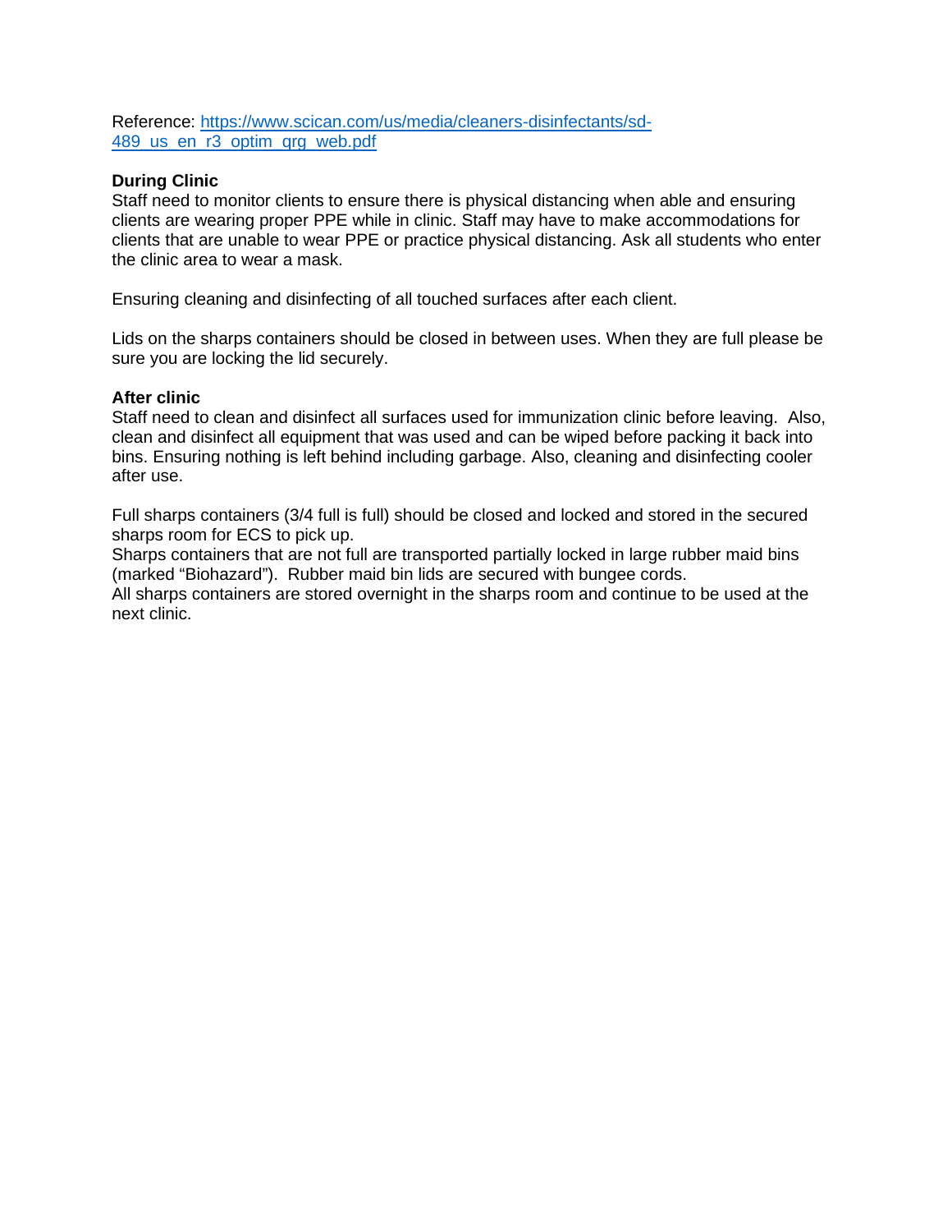Reference: [https://www.scican.com/us/media/cleaners-disinfectants/sd-489_us_en_r3_optim_qrg_web.pdf](https://www.scican.com/us/media/cleaners-disinfectants/sd-489_us_en_r3_optim_qrg_web.pdf)

**During Clinic**
Staff need to monitor clients to ensure there is physical distancing when able and ensuring clients are wearing proper PPE while in clinic. Staff may have to make accommodations for clients that are unable to wear PPE or practice physical distancing. Ask all students who enter the clinic area to wear a mask.

Ensuring cleaning and disinfecting of all touched surfaces after each client.

Lids on the sharps containers should be closed in between uses. When they are full please be sure you are locking the lid securely.

**After clinic**
Staff need to clean and disinfect all surfaces used for immunization clinic before leaving. Also, clean and disinfect all equipment that was used and can be wiped before packing it back into bins. Ensuring nothing is left behind including garbage. Also, cleaning and disinfecting cooler after use.

Full sharps containers (3/4 full is full) should be closed and locked and stored in the secured sharps room for ECS to pick up.
Sharps containers that are not full are transported partially locked in large rubber maid bins (marked "Biohazard"). Rubber maid bin lids are secured with bungee cords.
All sharps containers are stored overnight in the sharps room and continue to be used at the next clinic.